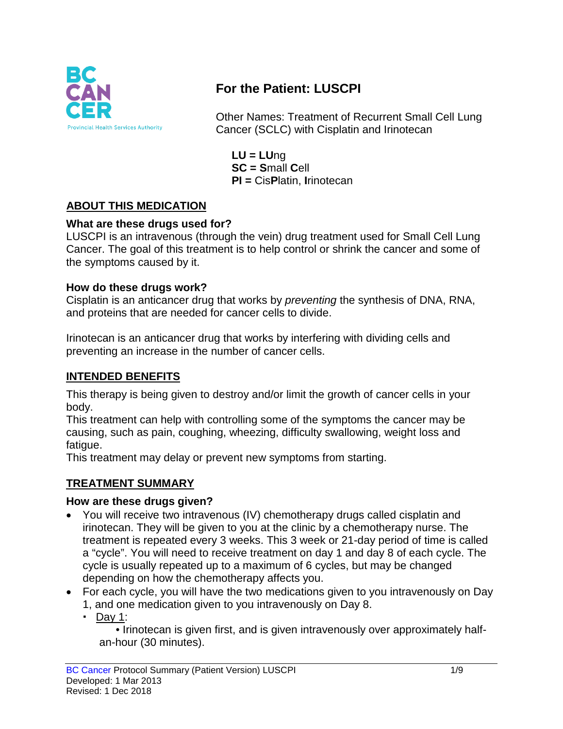BC CANCER
Provincial Health Services Authority

# For the Patient: LUSCPI

Other Names: Treatment of Recurrent Small Cell Lung Cancer (SCLC) with Cisplatin and Irinotecan

**LU = LU**ng
**SC = S**mall **C**ell
**PI =** Cis**P**latin, **I**rinotecan

## ABOUT THIS MEDICATION

### What are these drugs used for?

LUSCPI is an intravenous (through the vein) drug treatment used for Small Cell Lung Cancer. The goal of this treatment is to help control or shrink the cancer and some of the symptoms caused by it.

### How do these drugs work?

Cisplatin is an anticancer drug that works by *preventing* the synthesis of DNA, RNA, and proteins that are needed for cancer cells to divide.

Irinotecan is an anticancer drug that works by interfering with dividing cells and preventing an increase in the number of cancer cells.

## INTENDED BENEFITS

This therapy is being given to destroy and/or limit the growth of cancer cells in your body.
This treatment can help with controlling some of the symptoms the cancer may be causing, such as pain, coughing, wheezing, difficulty swallowing, weight loss and fatigue.
This treatment may delay or prevent new symptoms from starting.

## TREATMENT SUMMARY

### How are these drugs given?

- You will receive two intravenous (IV) chemotherapy drugs called cisplatin and irinotecan. They will be given to you at the clinic by a chemotherapy nurse. The treatment is repeated every 3 weeks. This 3 week or 21-day period of time is called a "cycle". You will need to receive treatment on day 1 and day 8 of each cycle. The cycle is usually repeated up to a maximum of 6 cycles, but may be changed depending on how the chemotherapy affects you.
- For each cycle, you will have the two medications given to you intravenously on Day 1, and one medication given to you intravenously on Day 8.
  - Day 1:
    - Irinotecan is given first, and is given intravenously over approximately half-an-hour (30 minutes).

BC Cancer Protocol Summary (Patient Version) LUSCPI
Developed: 1 Mar 2013
Revised: 1 Dec 2018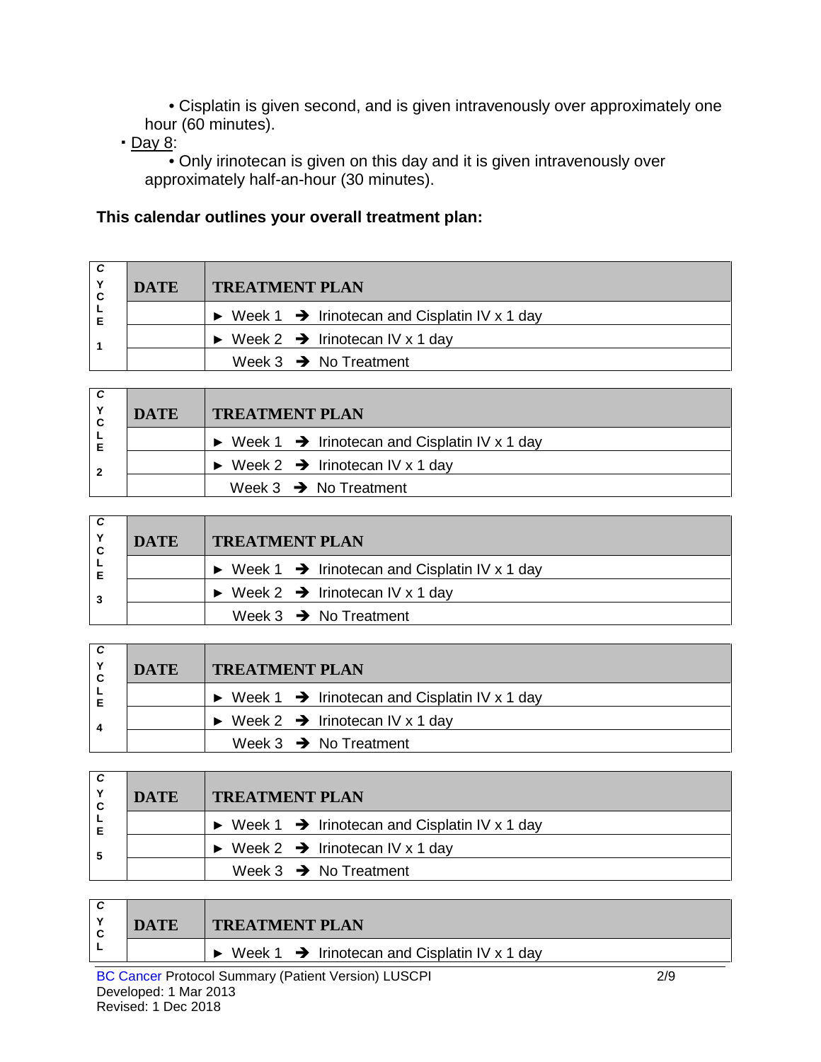• Cisplatin is given second, and is given intravenously over approximately one hour (60 minutes).

- Day 8:
  - Only irinotecan is given on this day and it is given intravenously over approximately half-an-hour (30 minutes).

**This calendar outlines your overall treatment plan:**

| CYCLE 1 | DATE | TREATMENT PLAN |
|---|---|---|
| | | ► Week 1 ➔ Irinotecan and Cisplatin IV x 1 day |
| | | ► Week 2 ➔ Irinotecan IV x 1 day |
| | | Week 3 ➔ No Treatment |

| CYCLE 2 | DATE | TREATMENT PLAN |
|---|---|---|
| | | ► Week 1 ➔ Irinotecan and Cisplatin IV x 1 day |
| | | ► Week 2 ➔ Irinotecan IV x 1 day |
| | | Week 3 ➔ No Treatment |

| CYCLE 3 | DATE | TREATMENT PLAN |
|---|---|---|
| | | ► Week 1 ➔ Irinotecan and Cisplatin IV x 1 day |
| | | ► Week 2 ➔ Irinotecan IV x 1 day |
| | | Week 3 ➔ No Treatment |

| CYCLE 4 | DATE | TREATMENT PLAN |
|---|---|---|
| | | ► Week 1 ➔ Irinotecan and Cisplatin IV x 1 day |
| | | ► Week 2 ➔ Irinotecan IV x 1 day |
| | | Week 3 ➔ No Treatment |

| CYCLE 5 | DATE | TREATMENT PLAN |
|---|---|---|
| | | ► Week 1 ➔ Irinotecan and Cisplatin IV x 1 day |
| | | ► Week 2 ➔ Irinotecan IV x 1 day |
| | | Week 3 ➔ No Treatment |

| CYCL | DATE | TREATMENT PLAN |
|---|---|---|
| | | ► Week 1 ➔ Irinotecan and Cisplatin IV x 1 day |

BC Cancer Protocol Summary (Patient Version) LUSCPI
Developed: 1 Mar 2013
Revised: 1 Dec 2018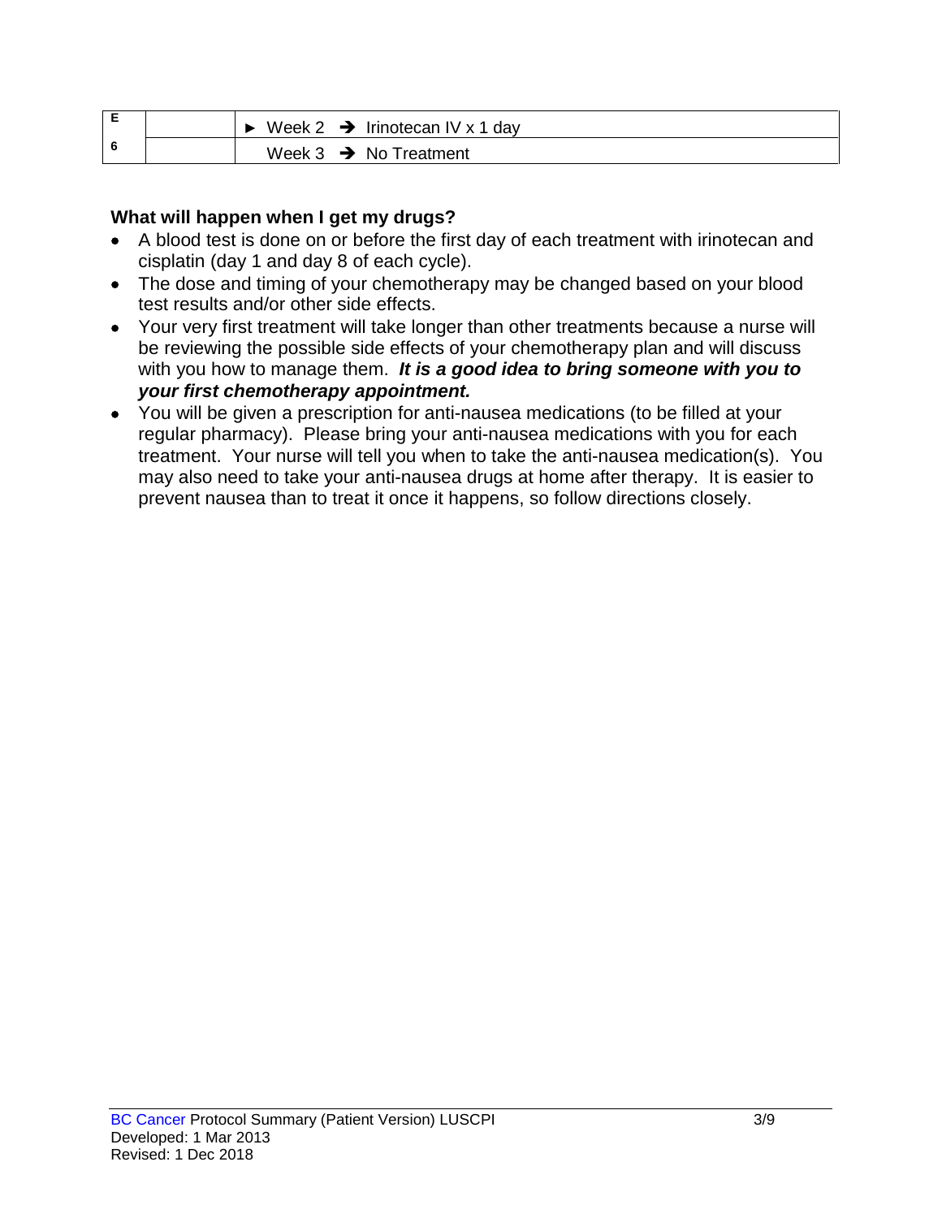| E | | ► Week 2 ➔ Irinotecan IV x 1 day |
|---|---|---|
| 6 | | Week 3 ➔ No Treatment |

**What will happen when I get my drugs?**

- A blood test is done on or before the first day of each treatment with irinotecan and cisplatin (day 1 and day 8 of each cycle).
- The dose and timing of your chemotherapy may be changed based on your blood test results and/or other side effects.
- Your very first treatment will take longer than other treatments because a nurse will be reviewing the possible side effects of your chemotherapy plan and will discuss with you how to manage them. ***It is a good idea to bring someone with you to your first chemotherapy appointment.***
- You will be given a prescription for anti-nausea medications (to be filled at your regular pharmacy). Please bring your anti-nausea medications with you for each treatment. Your nurse will tell you when to take the anti-nausea medication(s). You may also need to take your anti-nausea drugs at home after therapy. It is easier to prevent nausea than to treat it once it happens, so follow directions closely.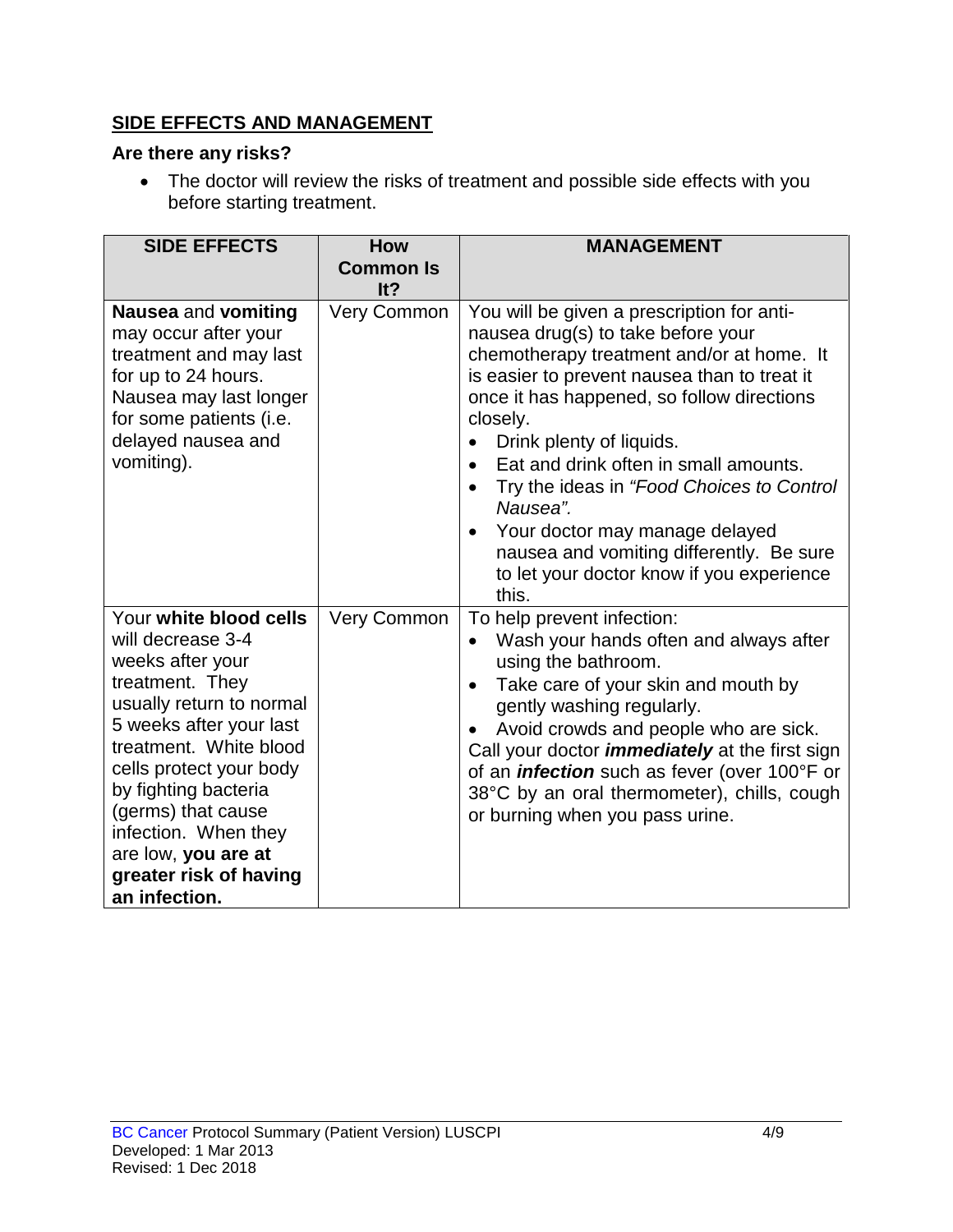## SIDE EFFECTS AND MANAGEMENT

**Are there any risks?**

- The doctor will review the risks of treatment and possible side effects with you before starting treatment.

| SIDE EFFECTS | How Common Is It? | MANAGEMENT |
|---|---|---|
| **Nausea** and **vomiting** may occur after your treatment and may last for up to 24 hours. Nausea may last longer for some patients (i.e. delayed nausea and vomiting). | Very Common | You will be given a prescription for anti-nausea drug(s) to take before your chemotherapy treatment and/or at home. It is easier to prevent nausea than to treat it once it has happened, so follow directions closely.<br>• Drink plenty of liquids.<br>• Eat and drink often in small amounts.<br>• Try the ideas in *"Food Choices to Control Nausea".*<br>• Your doctor may manage delayed nausea and vomiting differently. Be sure to let your doctor know if you experience this. |
| Your **white blood cells** will decrease 3-4 weeks after your treatment. They usually return to normal 5 weeks after your last treatment. White blood cells protect your body by fighting bacteria (germs) that cause infection. When they are low, **you are at greater risk of having an infection.** | Very Common | To help prevent infection:<br>• Wash your hands often and always after using the bathroom.<br>• Take care of your skin and mouth by gently washing regularly.<br>• Avoid crowds and people who are sick.<br>Call your doctor ***immediately*** at the first sign of an ***infection*** such as fever (over 100°F or 38°C by an oral thermometer), chills, cough or burning when you pass urine. |

BC Cancer Protocol Summary (Patient Version) LUSCPI
Developed: 1 Mar 2013
Revised: 1 Dec 2018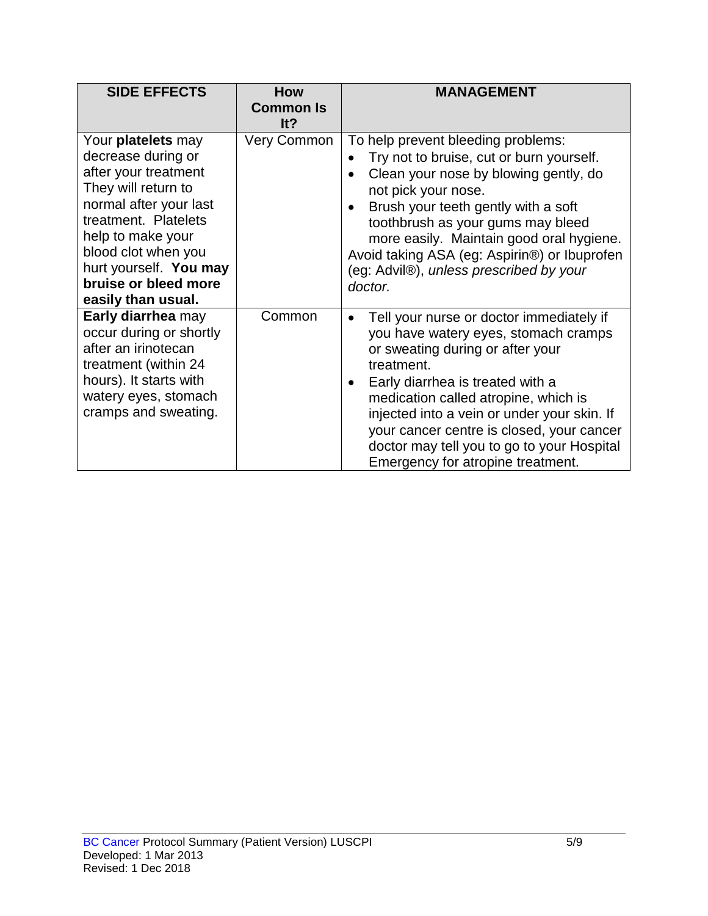| SIDE EFFECTS | How Common Is It? | MANAGEMENT |
|---|---|---|
| Your **platelets** may decrease during or after your treatment They will return to normal after your last treatment. Platelets help to make your blood clot when you hurt yourself. **You may bruise or bleed more easily than usual.** | Very Common | To help prevent bleeding problems:<br>• Try not to bruise, cut or burn yourself.<br>• Clean your nose by blowing gently, do not pick your nose.<br>• Brush your teeth gently with a soft toothbrush as your gums may bleed more easily. Maintain good oral hygiene.<br>Avoid taking ASA (eg: Aspirin®) or Ibuprofen (eg: Advil®), *unless prescribed by your doctor.* |
| **Early diarrhea** may occur during or shortly after an irinotecan treatment (within 24 hours). It starts with watery eyes, stomach cramps and sweating. | Common | • Tell your nurse or doctor immediately if you have watery eyes, stomach cramps or sweating during or after your treatment.<br>• Early diarrhea is treated with a medication called atropine, which is injected into a vein or under your skin. If your cancer centre is closed, your cancer doctor may tell you to go to your Hospital Emergency for atropine treatment. |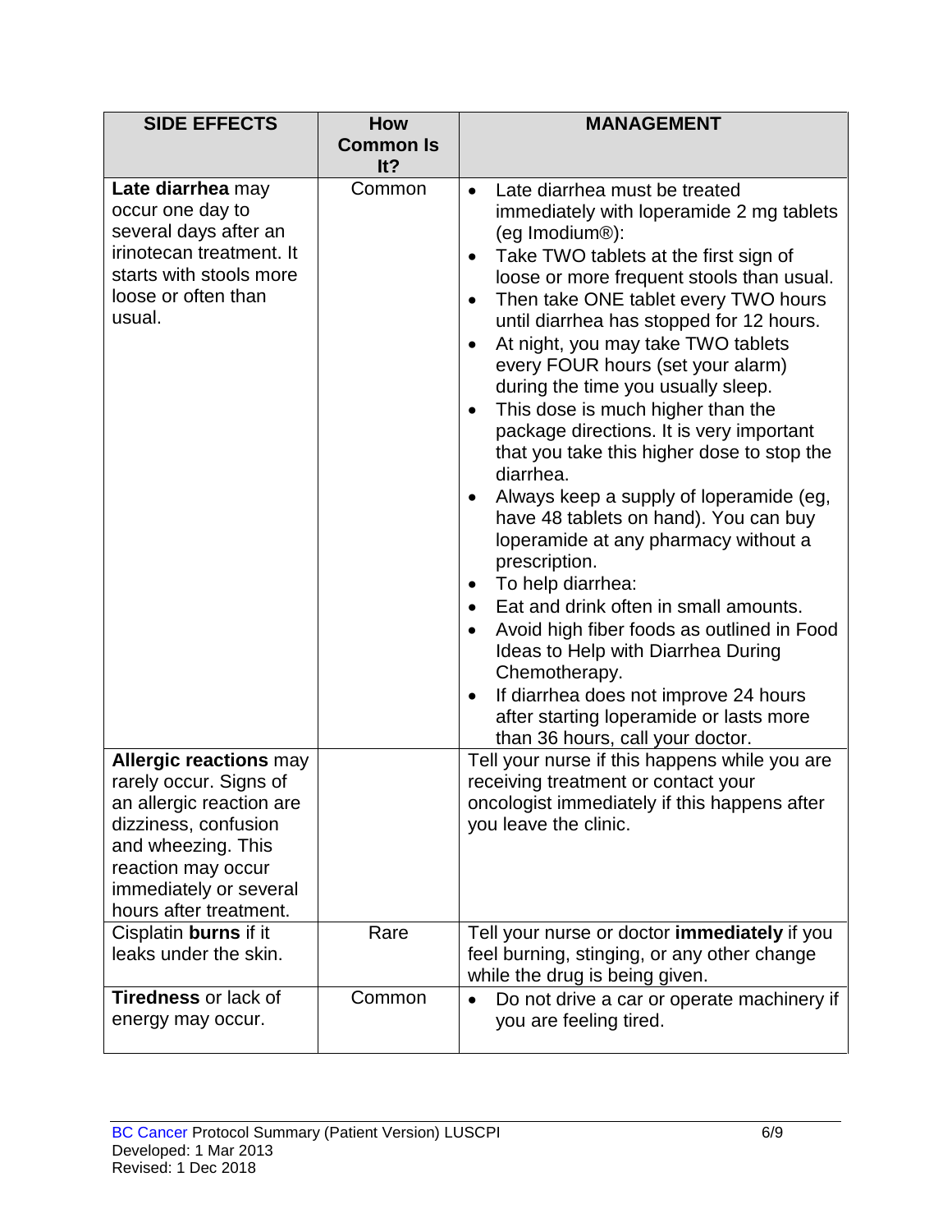| SIDE EFFECTS | How Common Is It? | MANAGEMENT |
|---|---|---|
| **Late diarrhea** may occur one day to several days after an irinotecan treatment. It starts with stools more loose or often than usual. | Common | • Late diarrhea must be treated immediately with loperamide 2 mg tablets (eg Imodium®):<br>• Take TWO tablets at the first sign of loose or more frequent stools than usual.<br>• Then take ONE tablet every TWO hours until diarrhea has stopped for 12 hours.<br>• At night, you may take TWO tablets every FOUR hours (set your alarm) during the time you usually sleep.<br>• This dose is much higher than the package directions. It is very important that you take this higher dose to stop the diarrhea.<br>• Always keep a supply of loperamide (eg, have 48 tablets on hand). You can buy loperamide at any pharmacy without a prescription.<br>• To help diarrhea:<br>• Eat and drink often in small amounts.<br>• Avoid high fiber foods as outlined in Food Ideas to Help with Diarrhea During Chemotherapy.<br>• If diarrhea does not improve 24 hours after starting loperamide or lasts more than 36 hours, call your doctor. |
| **Allergic reactions** may rarely occur. Signs of an allergic reaction are dizziness, confusion and wheezing. This reaction may occur immediately or several hours after treatment. | | Tell your nurse if this happens while you are receiving treatment or contact your oncologist immediately if this happens after you leave the clinic. |
| Cisplatin **burns** if it leaks under the skin. | Rare | Tell your nurse or doctor **immediately** if you feel burning, stinging, or any other change while the drug is being given. |
| **Tiredness** or lack of energy may occur. | Common | • Do not drive a car or operate machinery if you are feeling tired. |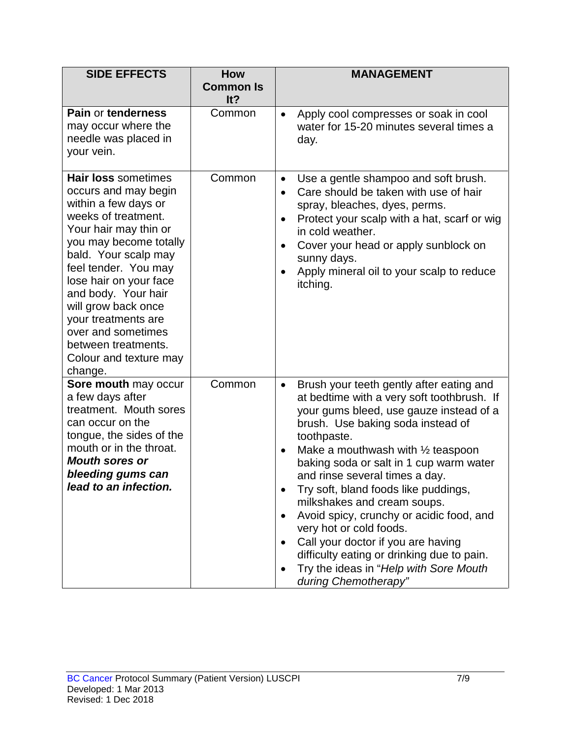| SIDE EFFECTS | How Common Is It? | MANAGEMENT |
|---|---|---|
| **Pain** or **tenderness** may occur where the needle was placed in your vein. | Common | • Apply cool compresses or soak in cool water for 15-20 minutes several times a day. |
| **Hair loss** sometimes occurs and may begin within a few days or weeks of treatment. Your hair may thin or you may become totally bald. Your scalp may feel tender. You may lose hair on your face and body. Your hair will grow back once your treatments are over and sometimes between treatments. Colour and texture may change. | Common | • Use a gentle shampoo and soft brush.<br>• Care should be taken with use of hair spray, bleaches, dyes, perms.<br>• Protect your scalp with a hat, scarf or wig in cold weather.<br>• Cover your head or apply sunblock on sunny days.<br>• Apply mineral oil to your scalp to reduce itching. |
| **Sore mouth** may occur a few days after treatment. Mouth sores can occur on the tongue, the sides of the mouth or in the throat. ***Mouth sores or bleeding gums can lead to an infection.*** | Common | • Brush your teeth gently after eating and at bedtime with a very soft toothbrush. If your gums bleed, use gauze instead of a brush. Use baking soda instead of toothpaste.<br>• Make a mouthwash with ½ teaspoon baking soda or salt in 1 cup warm water and rinse several times a day.<br>• Try soft, bland foods like puddings, milkshakes and cream soups.<br>• Avoid spicy, crunchy or acidic food, and very hot or cold foods.<br>• Call your doctor if you are having difficulty eating or drinking due to pain.<br>• Try the ideas in "*Help with Sore Mouth during Chemotherapy*" |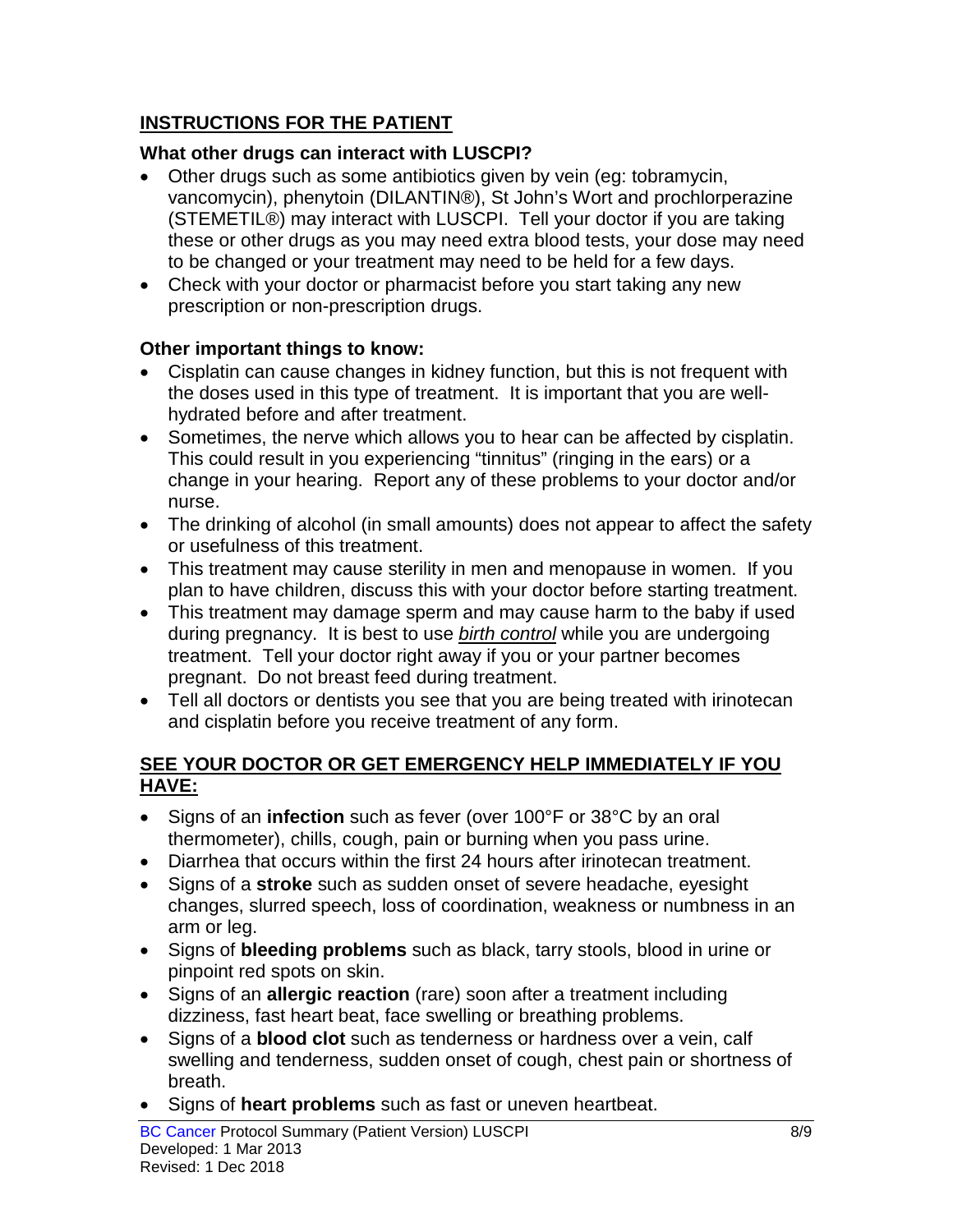## INSTRUCTIONS FOR THE PATIENT

### What other drugs can interact with LUSCPI?

- Other drugs such as some antibiotics given by vein (eg: tobramycin, vancomycin), phenytoin (DILANTIN®), St John's Wort and prochlorperazine (STEMETIL®) may interact with LUSCPI. Tell your doctor if you are taking these or other drugs as you may need extra blood tests, your dose may need to be changed or your treatment may need to be held for a few days.
- Check with your doctor or pharmacist before you start taking any new prescription or non-prescription drugs.

### Other important things to know:

- Cisplatin can cause changes in kidney function, but this is not frequent with the doses used in this type of treatment. It is important that you are well-hydrated before and after treatment.
- Sometimes, the nerve which allows you to hear can be affected by cisplatin. This could result in you experiencing "tinnitus" (ringing in the ears) or a change in your hearing. Report any of these problems to your doctor and/or nurse.
- The drinking of alcohol (in small amounts) does not appear to affect the safety or usefulness of this treatment.
- This treatment may cause sterility in men and menopause in women. If you plan to have children, discuss this with your doctor before starting treatment.
- This treatment may damage sperm and may cause harm to the baby if used during pregnancy. It is best to use *birth control* while you are undergoing treatment. Tell your doctor right away if you or your partner becomes pregnant. Do not breast feed during treatment.
- Tell all doctors or dentists you see that you are being treated with irinotecan and cisplatin before you receive treatment of any form.

## SEE YOUR DOCTOR OR GET EMERGENCY HELP IMMEDIATELY IF YOU HAVE:

- Signs of an **infection** such as fever (over 100°F or 38°C by an oral thermometer), chills, cough, pain or burning when you pass urine.
- Diarrhea that occurs within the first 24 hours after irinotecan treatment.
- Signs of a **stroke** such as sudden onset of severe headache, eyesight changes, slurred speech, loss of coordination, weakness or numbness in an arm or leg.
- Signs of **bleeding problems** such as black, tarry stools, blood in urine or pinpoint red spots on skin.
- Signs of an **allergic reaction** (rare) soon after a treatment including dizziness, fast heart beat, face swelling or breathing problems.
- Signs of a **blood clot** such as tenderness or hardness over a vein, calf swelling and tenderness, sudden onset of cough, chest pain or shortness of breath.
- Signs of **heart problems** such as fast or uneven heartbeat.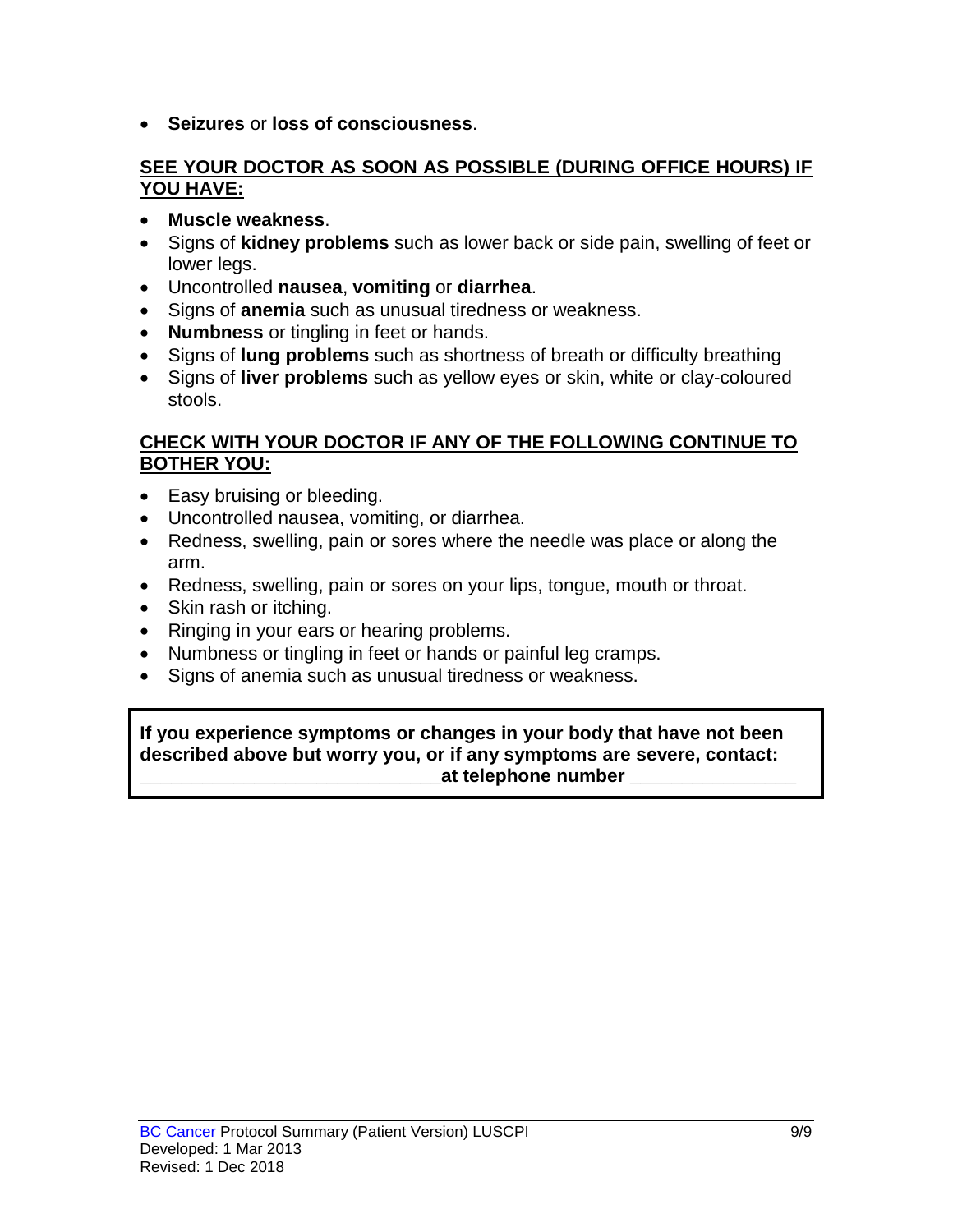- **Seizures** or **loss of consciousness**.

**SEE YOUR DOCTOR AS SOON AS POSSIBLE (DURING OFFICE HOURS) IF YOU HAVE:**

- **Muscle weakness**.
- Signs of **kidney problems** such as lower back or side pain, swelling of feet or lower legs.
- Uncontrolled **nausea**, **vomiting** or **diarrhea**.
- Signs of **anemia** such as unusual tiredness or weakness.
- **Numbness** or tingling in feet or hands.
- Signs of **lung problems** such as shortness of breath or difficulty breathing
- Signs of **liver problems** such as yellow eyes or skin, white or clay-coloured stools.

**CHECK WITH YOUR DOCTOR IF ANY OF THE FOLLOWING CONTINUE TO BOTHER YOU:**

- Easy bruising or bleeding.
- Uncontrolled nausea, vomiting, or diarrhea.
- Redness, swelling, pain or sores where the needle was place or along the arm.
- Redness, swelling, pain or sores on your lips, tongue, mouth or throat.
- Skin rash or itching.
- Ringing in your ears or hearing problems.
- Numbness or tingling in feet or hands or painful leg cramps.
- Signs of anemia such as unusual tiredness or weakness.

**If you experience symptoms or changes in your body that have not been described above but worry you, or if any symptoms are severe, contact: _____________________________at telephone number ________________**

BC Cancer Protocol Summary (Patient Version) LUSCPI
Developed: 1 Mar 2013
Revised: 1 Dec 2018